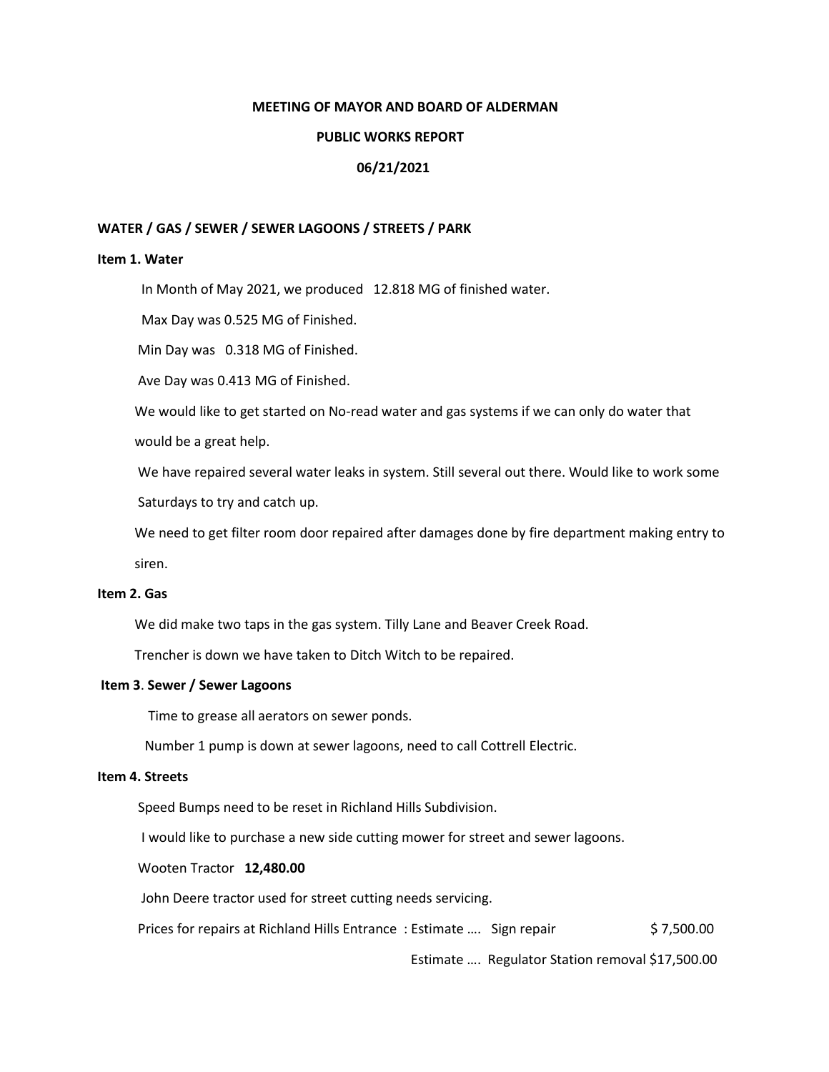**MEETING OF MAYOR AND BOARD OF ALDERMAN**

**PUBLIC WORKS REPORT**

**06/21/2021**

**WATER / GAS / SEWER / SEWER LAGOONS / STREETS / PARK**

**Item 1. Water**

In Month of May 2021, we produced 12.818 MG of finished water.

Max Day was 0.525 MG of Finished.

Min Day was 0.318 MG of Finished.

Ave Day was 0.413 MG of Finished.

We would like to get started on No-read water and gas systems if we can only do water that would be a great help.

We have repaired several water leaks in system. Still several out there. Would like to work some Saturdays to try and catch up.

We need to get filter room door repaired after damages done by fire department making entry to siren.

**Item 2. Gas**

We did make two taps in the gas system. Tilly Lane and Beaver Creek Road.

Trencher is down we have taken to Ditch Witch to be repaired.

**Item 3**. **Sewer / Sewer Lagoons**

Time to grease all aerators on sewer ponds.

Number 1 pump is down at sewer lagoons, need to call Cottrell Electric.

**Item 4. Streets**

Speed Bumps need to be reset in Richland Hills Subdivision.

I would like to purchase a new side cutting mower for street and sewer lagoons.

Wooten Tractor **12,480.00**

John Deere tractor used for street cutting needs servicing.

Prices for repairs at Richland Hills Entrance : Estimate …. Sign repair $ 7,500.00

Estimate …. Regulator Station removal $17,500.00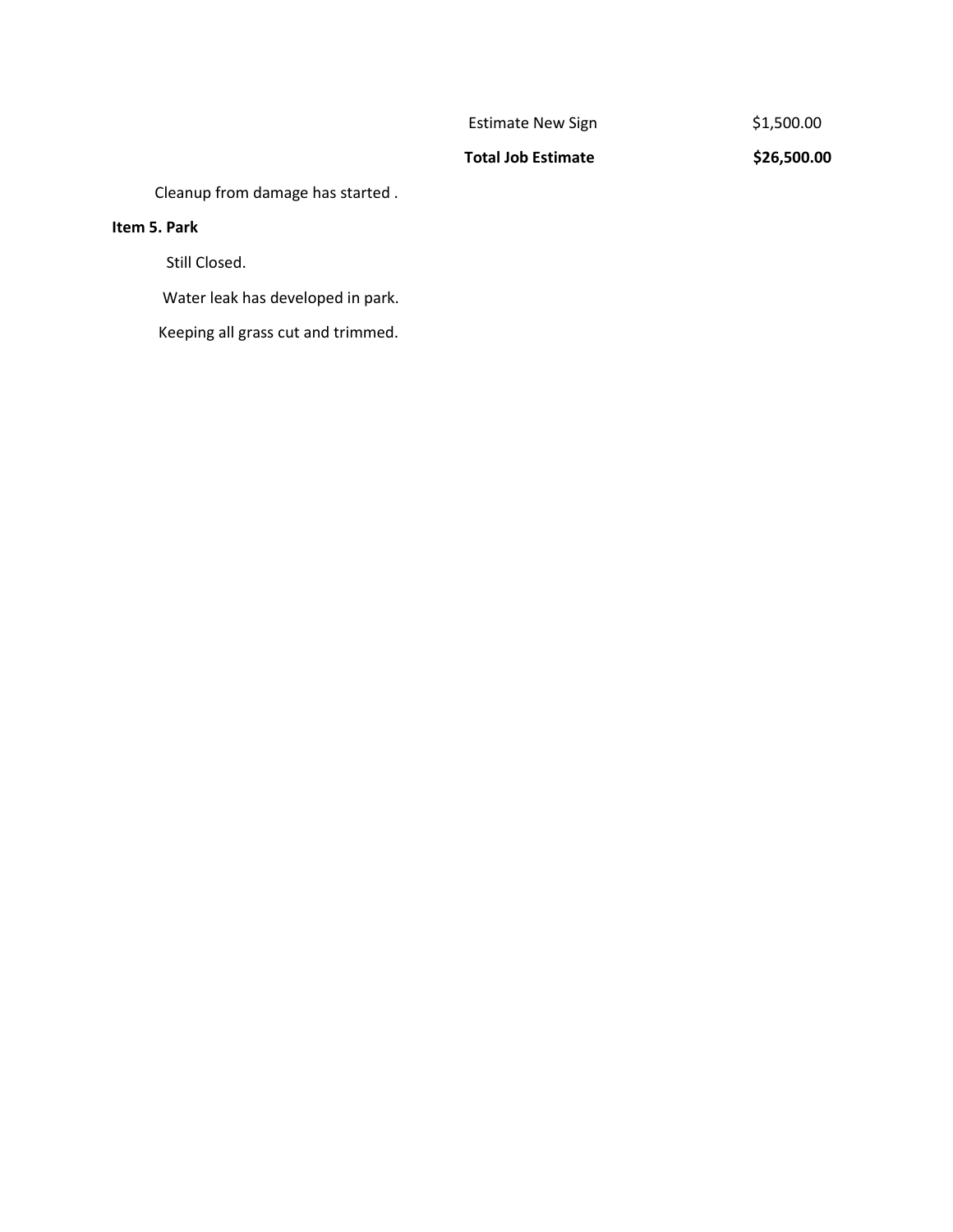| | |
|---|---|
| Estimate New Sign | $1,500.00 |
| **Total Job Estimate** | **$26,500.00** |

Cleanup from damage has started .

**Item 5. Park**

Still Closed.

Water leak has developed in park.

Keeping all grass cut and trimmed.